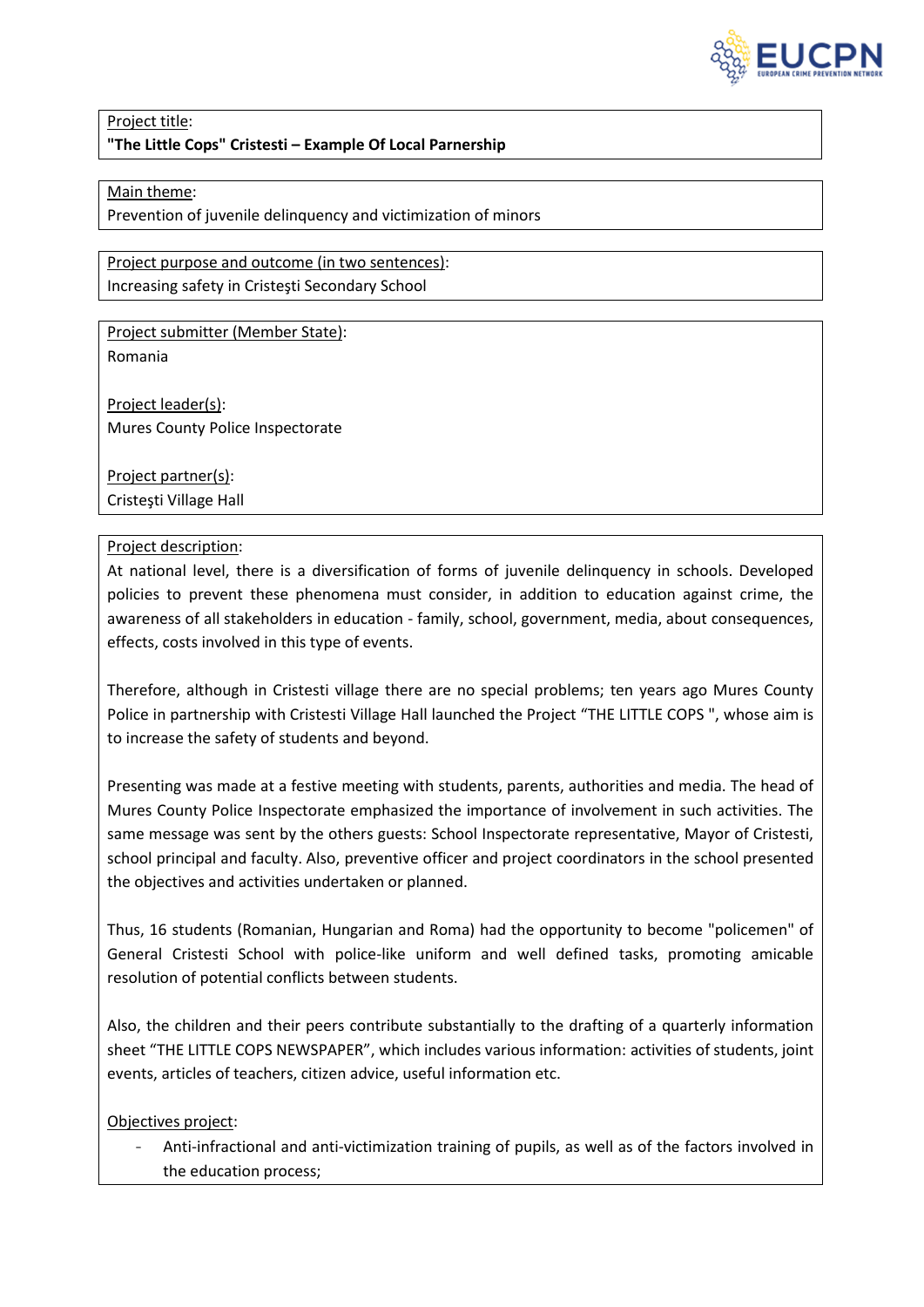Project title:
**"The Little Cops" Cristesti – Example Of Local Parnership**

Main theme:
Prevention of juvenile delinquency and victimization of minors

Project purpose and outcome (in two sentences):
Increasing safety in Cristeşti Secondary School

Project submitter (Member State):
Romania

Project leader(s):
Mures County Police Inspectorate

Project partner(s):
Cristeşti Village Hall

Project description:
At national level, there is a diversification of forms of juvenile delinquency in schools. Developed policies to prevent these phenomena must consider, in addition to education against crime, the awareness of all stakeholders in education - family, school, government, media, about consequences, effects, costs involved in this type of events.

Therefore, although in Cristesti village there are no special problems; ten years ago Mures County Police in partnership with Cristesti Village Hall launched the Project "THE LITTLE COPS ", whose aim is to increase the safety of students and beyond.

Presenting was made at a festive meeting with students, parents, authorities and media. The head of Mures County Police Inspectorate emphasized the importance of involvement in such activities. The same message was sent by the others guests: School Inspectorate representative, Mayor of Cristesti, school principal and faculty. Also, preventive officer and project coordinators in the school presented the objectives and activities undertaken or planned.

Thus, 16 students (Romanian, Hungarian and Roma) had the opportunity to become "policemen" of General Cristesti School with police-like uniform and well defined tasks, promoting amicable resolution of potential conflicts between students.

Also, the children and their peers contribute substantially to the drafting of a quarterly information sheet "THE LITTLE COPS NEWSPAPER", which includes various information: activities of students, joint events, articles of teachers, citizen advice, useful information etc.

Objectives project:

- Anti-infractional and anti-victimization training of pupils, as well as of the factors involved in the education process;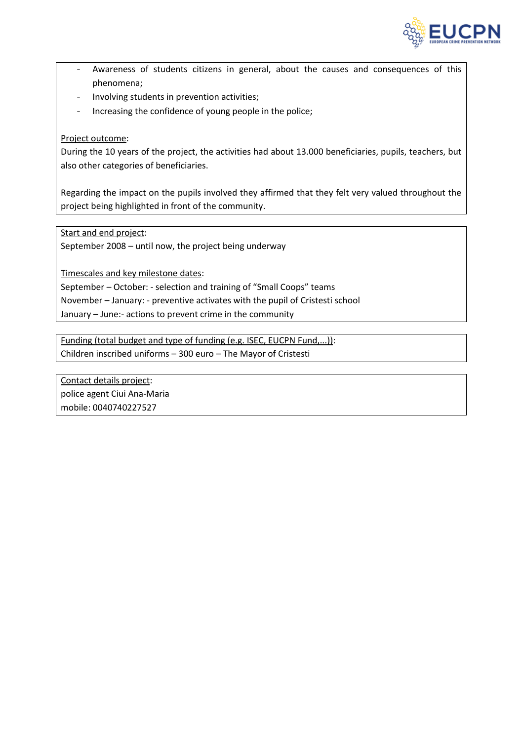- Awareness of students citizens in general, about the causes and consequences of this phenomena;
- Involving students in prevention activities;
- Increasing the confidence of young people in the police;

Project outcome:
During the 10 years of the project, the activities had about 13.000 beneficiaries, pupils, teachers, but also other categories of beneficiaries.

Regarding the impact on the pupils involved they affirmed that they felt very valued throughout the project being highlighted in front of the community.

Start and end project:
September 2008 – until now, the project being underway

Timescales and key milestone dates:
September – October: - selection and training of "Small Coops" teams
November – January: - preventive activates with the pupil of Cristesti school
January – June:- actions to prevent crime in the community

Funding (total budget and type of funding (e.g. ISEC, EUCPN Fund,...)):
Children inscribed uniforms – 300 euro – The Mayor of Cristesti

Contact details project:
police agent Ciui Ana-Maria
mobile: 0040740227527